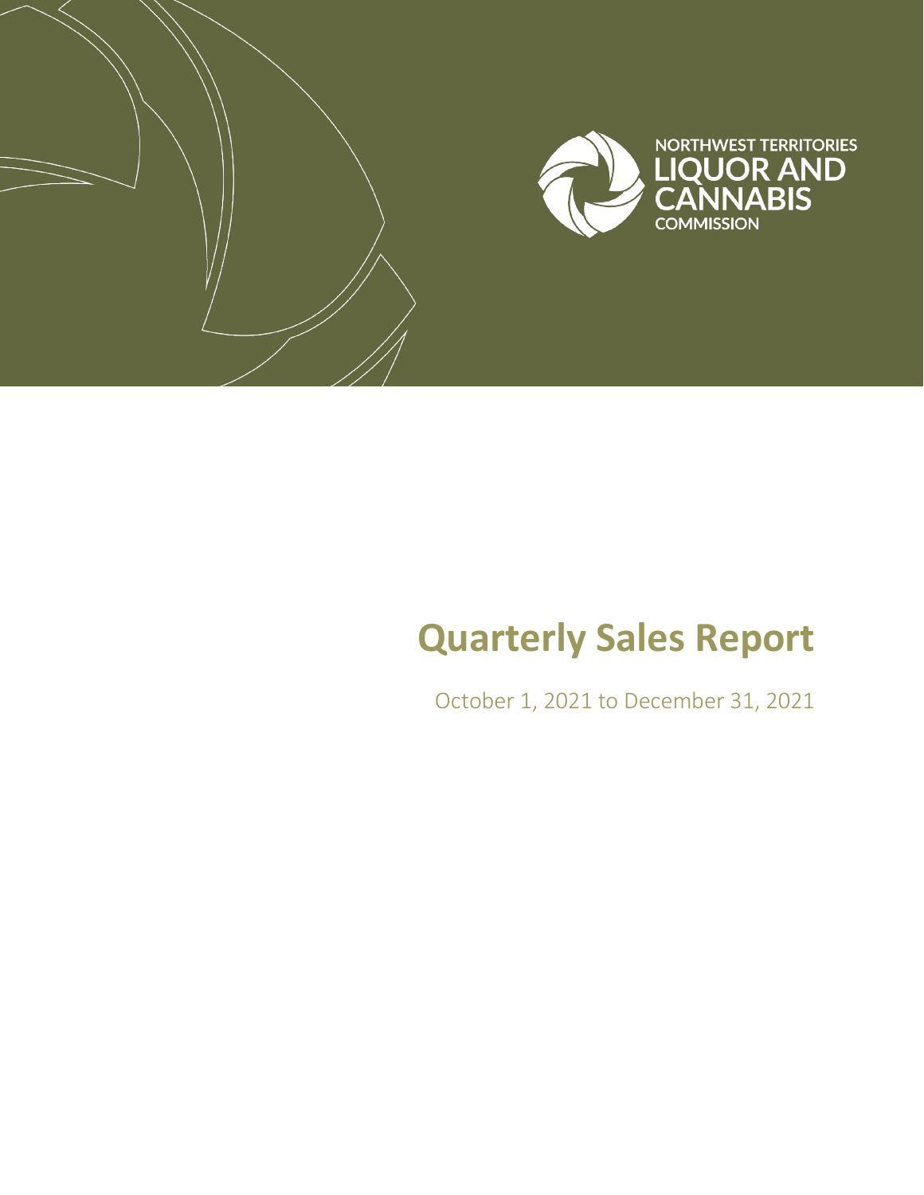NORTHWEST TERRITORIES
LIQUOR AND
CANNABIS
COMMISSION

# Quarterly Sales Report

October 1, 2021 to December 31, 2021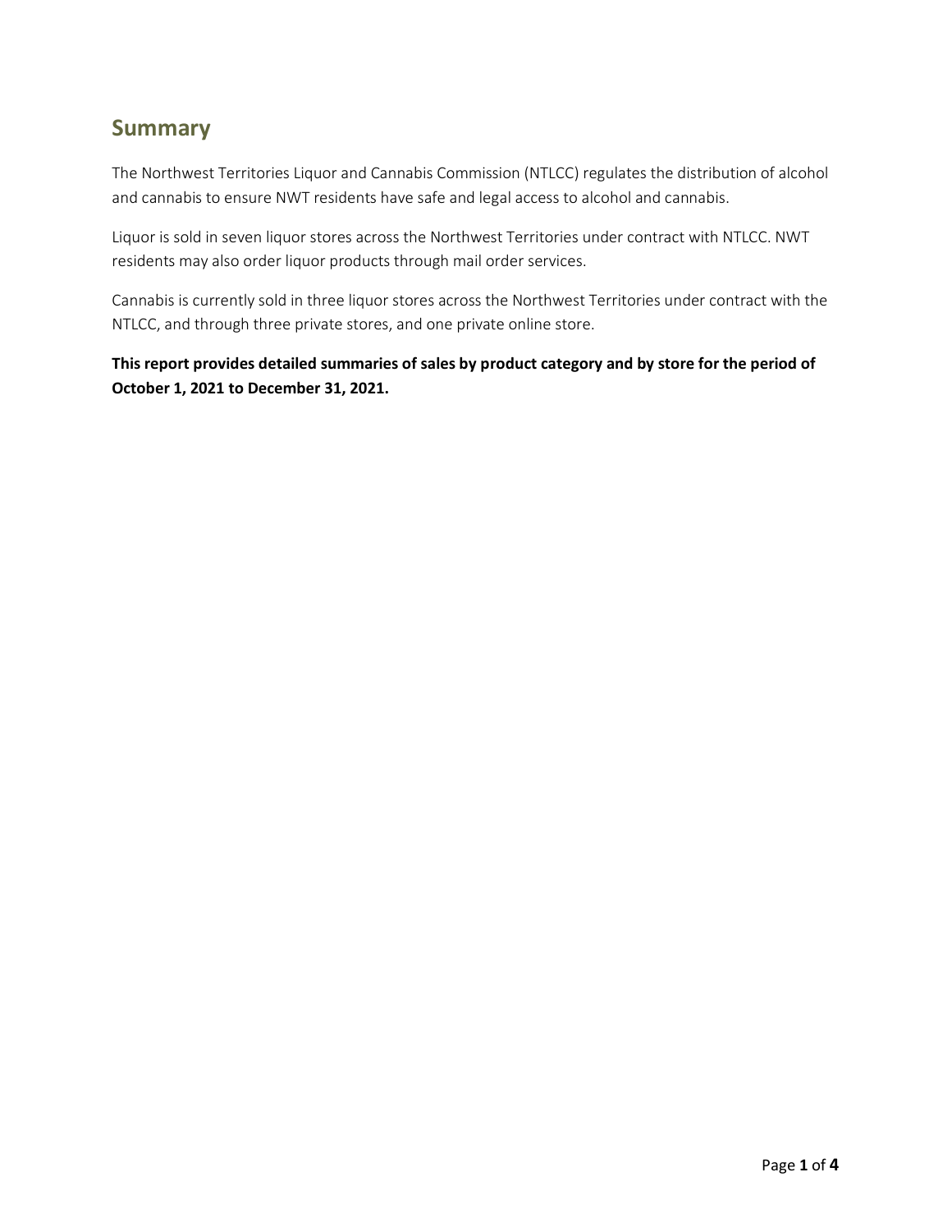## Summary

The Northwest Territories Liquor and Cannabis Commission (NTLCC) regulates the distribution of alcohol and cannabis to ensure NWT residents have safe and legal access to alcohol and cannabis.

Liquor is sold in seven liquor stores across the Northwest Territories under contract with NTLCC. NWT residents may also order liquor products through mail order services.

Cannabis is currently sold in three liquor stores across the Northwest Territories under contract with the NTLCC, and through three private stores, and one private online store.

**This report provides detailed summaries of sales by product category and by store for the period of October 1, 2021 to December 31, 2021.**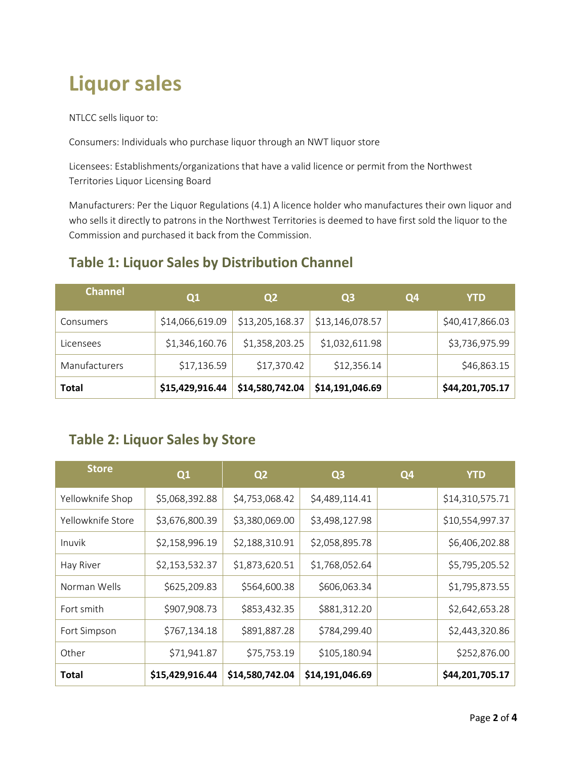# Liquor sales

NTLCC sells liquor to:

Consumers: Individuals who purchase liquor through an NWT liquor store

Licensees: Establishments/organizations that have a valid licence or permit from the Northwest Territories Liquor Licensing Board

Manufacturers: Per the Liquor Regulations (4.1) A licence holder who manufactures their own liquor and who sells it directly to patrons in the Northwest Territories is deemed to have first sold the liquor to the Commission and purchased it back from the Commission.

## Table 1: Liquor Sales by Distribution Channel

| Channel | Q1 | Q2 | Q3 | Q4 | YTD |
|---|---|---|---|---|---|
| Consumers | $14,066,619.09 | $13,205,168.37 | $13,146,078.57 | | $40,417,866.03 |
| Licensees | $1,346,160.76 | $1,358,203.25 | $1,032,611.98 | | $3,736,975.99 |
| Manufacturers | $17,136.59 | $17,370.42 | $12,356.14 | | $46,863.15 |
| **Total** | **$15,429,916.44** | **$14,580,742.04** | **$14,191,046.69** | | **$44,201,705.17** |

## Table 2: Liquor Sales by Store

| Store | Q1 | Q2 | Q3 | Q4 | YTD |
|---|---|---|---|---|---|
| Yellowknife Shop | $5,068,392.88 | $4,753,068.42 | $4,489,114.41 | | $14,310,575.71 |
| Yellowknife Store | $3,676,800.39 | $3,380,069.00 | $3,498,127.98 | | $10,554,997.37 |
| Inuvik | $2,158,996.19 | $2,188,310.91 | $2,058,895.78 | | $6,406,202.88 |
| Hay River | $2,153,532.37 | $1,873,620.51 | $1,768,052.64 | | $5,795,205.52 |
| Norman Wells | $625,209.83 | $564,600.38 | $606,063.34 | | $1,795,873.55 |
| Fort smith | $907,908.73 | $853,432.35 | $881,312.20 | | $2,642,653.28 |
| Fort Simpson | $767,134.18 | $891,887.28 | $784,299.40 | | $2,443,320.86 |
| Other | $71,941.87 | $75,753.19 | $105,180.94 | | $252,876.00 |
| **Total** | **$15,429,916.44** | **$14,580,742.04** | **$14,191,046.69** | | **$44,201,705.17** |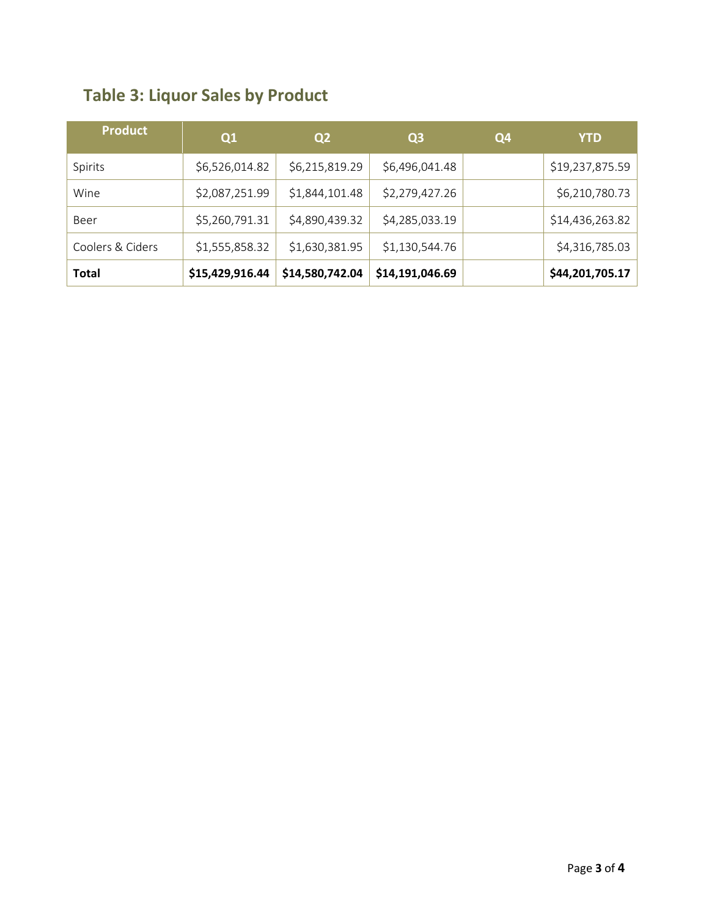## Table 3: Liquor Sales by Product

| Product | Q1 | Q2 | Q3 | Q4 | YTD |
|---|---|---|---|---|---|
| Spirits | $6,526,014.82 | $6,215,819.29 | $6,496,041.48 | | $19,237,875.59 |
| Wine | $2,087,251.99 | $1,844,101.48 | $2,279,427.26 | | $6,210,780.73 |
| Beer | $5,260,791.31 | $4,890,439.32 | $4,285,033.19 | | $14,436,263.82 |
| Coolers & Ciders | $1,555,858.32 | $1,630,381.95 | $1,130,544.76 | | $4,316,785.03 |
| **Total** | **$15,429,916.44** | **$14,580,742.04** | **$14,191,046.69** | | **$44,201,705.17** |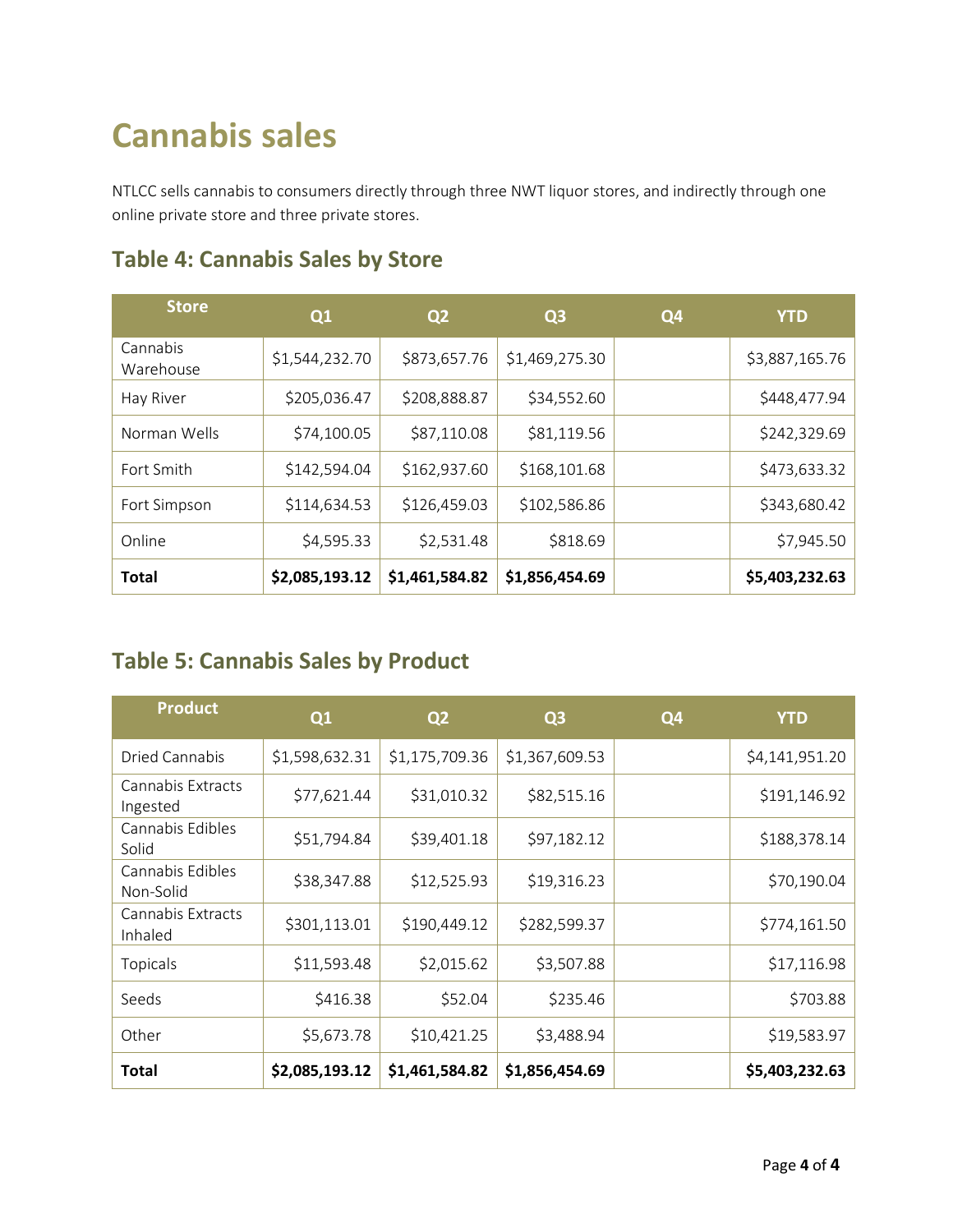# Cannabis sales

NTLCC sells cannabis to consumers directly through three NWT liquor stores, and indirectly through one online private store and three private stores.

## Table 4: Cannabis Sales by Store

| Store | Q1 | Q2 | Q3 | Q4 | YTD |
|---|---|---|---|---|---|
| Cannabis Warehouse | $1,544,232.70 | $873,657.76 | $1,469,275.30 | | $3,887,165.76 |
| Hay River | $205,036.47 | $208,888.87 | $34,552.60 | | $448,477.94 |
| Norman Wells | $74,100.05 | $87,110.08 | $81,119.56 | | $242,329.69 |
| Fort Smith | $142,594.04 | $162,937.60 | $168,101.68 | | $473,633.32 |
| Fort Simpson | $114,634.53 | $126,459.03 | $102,586.86 | | $343,680.42 |
| Online | $4,595.33 | $2,531.48 | $818.69 | | $7,945.50 |
| **Total** | **$2,085,193.12** | **$1,461,584.82** | **$1,856,454.69** | | **$5,403,232.63** |

## Table 5: Cannabis Sales by Product

| Product | Q1 | Q2 | Q3 | Q4 | YTD |
|---|---|---|---|---|---|
| Dried Cannabis | $1,598,632.31 | $1,175,709.36 | $1,367,609.53 | | $4,141,951.20 |
| Cannabis Extracts Ingested | $77,621.44 | $31,010.32 | $82,515.16 | | $191,146.92 |
| Cannabis Edibles Solid | $51,794.84 | $39,401.18 | $97,182.12 | | $188,378.14 |
| Cannabis Edibles Non-Solid | $38,347.88 | $12,525.93 | $19,316.23 | | $70,190.04 |
| Cannabis Extracts Inhaled | $301,113.01 | $190,449.12 | $282,599.37 | | $774,161.50 |
| Topicals | $11,593.48 | $2,015.62 | $3,507.88 | | $17,116.98 |
| Seeds | $416.38 | $52.04 | $235.46 | | $703.88 |
| Other | $5,673.78 | $10,421.25 | $3,488.94 | | $19,583.97 |
| **Total** | **$2,085,193.12** | **$1,461,584.82** | **$1,856,454.69** | | **$5,403,232.63** |